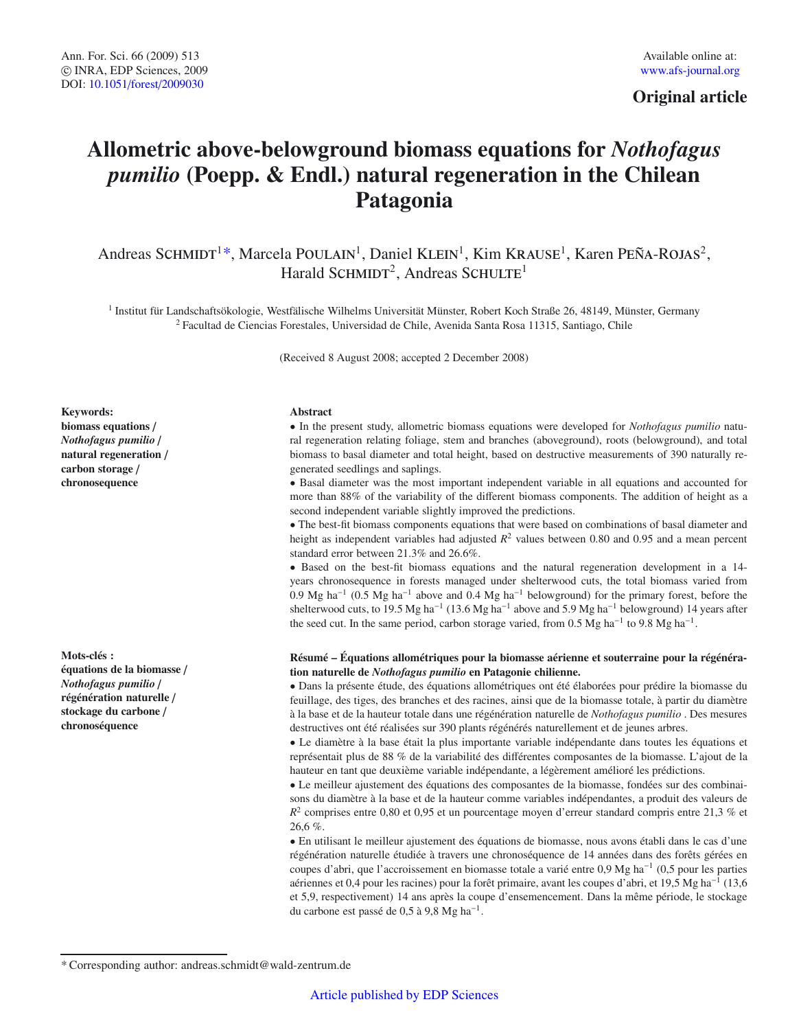Original article

# Allometric above-belowground biomass equations for *Nothofagus pumilio* (Poepp. & Endl.) natural regeneration in the Chilean Patagonia

Andreas Schmidt[1]*, Marcela Poulain[1], Daniel Klein[1], Kim Krause[1], Karen Peña-Rojas[2], Harald Schmidt[2], Andreas Schulte[1]

[1] Institut für Landschaftsökologie, Westfälische Wilhelms Universität Münster, Robert Koch Straße 26, 48149, Münster, Germany
[2] Facultad de Ciencias Forestales, Universidad de Chile, Avenida Santa Rosa 11315, Santiago, Chile

(Received 8 August 2008; accepted 2 December 2008)

**Keywords:**
**biomass equations / *Nothofagus pumilio* / natural regeneration / carbon storage / chronosequence**

**Abstract**

• In the present study, allometric biomass equations were developed for *Nothofagus pumilio* natural regeneration relating foliage, stem and branches (aboveground), roots (belowground), and total biomass to basal diameter and total height, based on destructive measurements of 390 naturally regenerated seedlings and saplings.

• Basal diameter was the most important independent variable in all equations and accounted for more than 88% of the variability of the different biomass components. The addition of height as a second independent variable slightly improved the predictions.

• The best-fit biomass components equations that were based on combinations of basal diameter and height as independent variables had adjusted $R^2$ values between 0.80 and 0.95 and a mean percent standard error between 21.3% and 26.6%.

• Based on the best-fit biomass equations and the natural regeneration development in a 14-years chronosequence in forests managed under shelterwood cuts, the total biomass varied from 0.9 Mg ha$^{-1}$ (0.5 Mg ha$^{-1}$ above and 0.4 Mg ha$^{-1}$ belowground) for the primary forest, before the shelterwood cuts, to 19.5 Mg ha$^{-1}$ (13.6 Mg ha$^{-1}$ above and 5.9 Mg ha$^{-1}$ belowground) 14 years after the seed cut. In the same period, carbon storage varied, from 0.5 Mg ha$^{-1}$ to 9.8 Mg ha$^{-1}$.

**Mots-clés :**
**équations de la biomasse / *Nothofagus pumilio* / régénération naturelle / stockage du carbone / chronoséquence**

**Résumé – Équations allométriques pour la biomasse aérienne et souterraine pour la régénération naturelle de *Nothofagus pumilio* en Patagonie chilienne.**

• Dans la présente étude, des équations allométriques ont été élaborées pour prédire la biomasse du feuillage, des tiges, des branches et des racines, ainsi que de la biomasse totale, à partir du diamètre à la base et de la hauteur totale dans une régénération naturelle de *Nothofagus pumilio* . Des mesures destructives ont été réalisées sur 390 plants régénérés naturellement et de jeunes arbres.

• Le diamètre à la base était la plus importante variable indépendante dans toutes les équations et représentait plus de 88 % de la variabilité des différentes composantes de la biomasse. L'ajout de la hauteur en tant que deuxième variable indépendante, a légèrement amélioré les prédictions.

• Le meilleur ajustement des équations des composantes de la biomasse, fondées sur des combinaisons du diamètre à la base et de la hauteur comme variables indépendantes, a produit des valeurs de $R^2$ comprises entre 0,80 et 0,95 et un pourcentage moyen d'erreur standard compris entre 21,3 % et 26,6 %.

• En utilisant le meilleur ajustement des équations de biomasse, nous avons établi dans le cas d'une régénération naturelle étudiée à travers une chronoséquence de 14 années dans des forêts gérées en coupes d'abri, que l'accroissement en biomasse totale a varié entre 0,9 Mg ha$^{-1}$ (0,5 pour les parties aériennes et 0,4 pour les racines) pour la forêt primaire, avant les coupes d'abri, et 19,5 Mg ha$^{-1}$ (13,6 et 5,9, respectivement) 14 ans après la coupe d'ensemencement. Dans la même période, le stockage du carbone est passé de 0,5 à 9,8 Mg ha$^{-1}$.

* Corresponding author: andreas.schmidt@wald-zentrum.de

Article published by EDP Sciences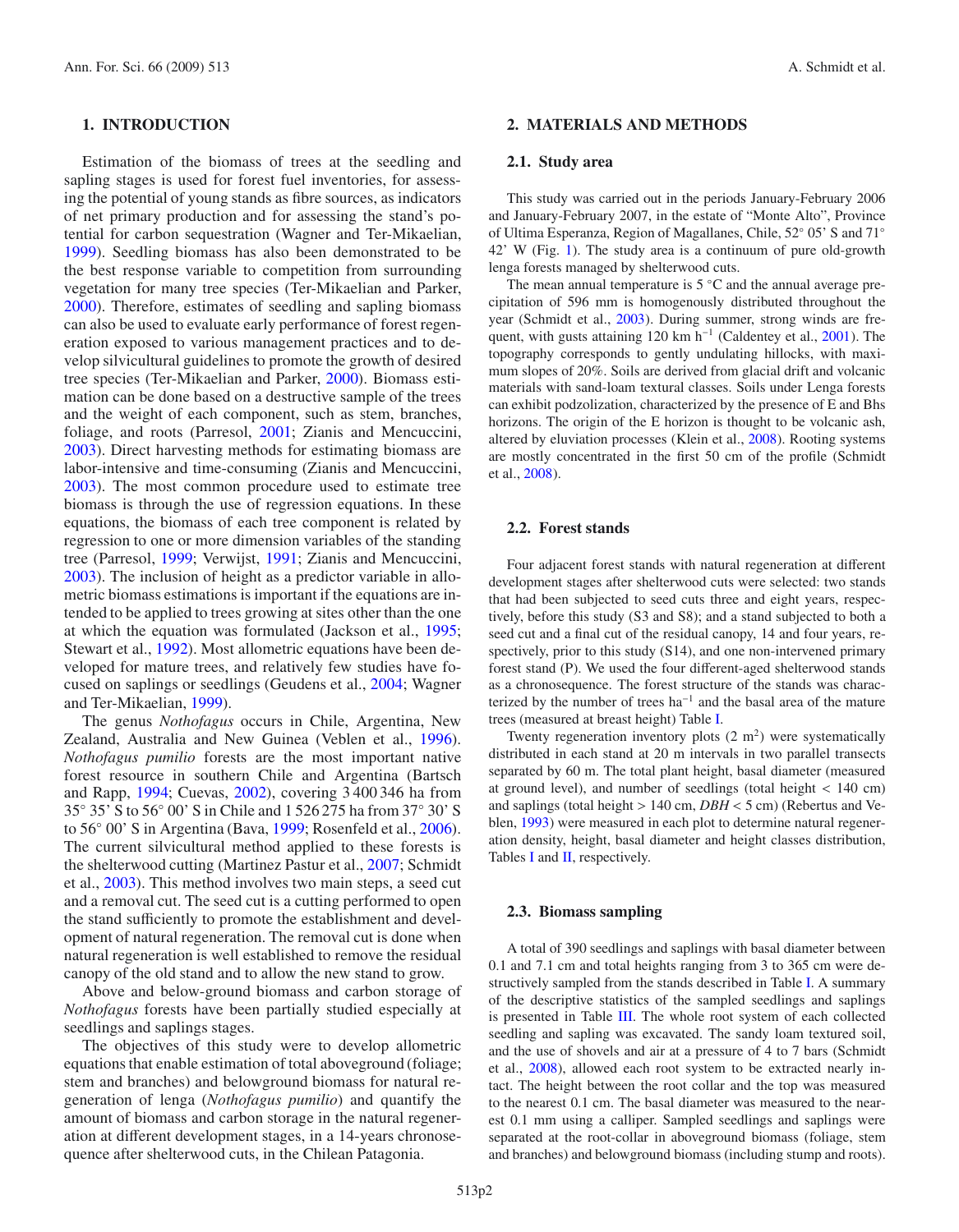## 1. INTRODUCTION

Estimation of the biomass of trees at the seedling and sapling stages is used for forest fuel inventories, for assessing the potential of young stands as fibre sources, as indicators of net primary production and for assessing the stand's potential for carbon sequestration (Wagner and Ter-Mikaelian, 1999). Seedling biomass has also been demonstrated to be the best response variable to competition from surrounding vegetation for many tree species (Ter-Mikaelian and Parker, 2000). Therefore, estimates of seedling and sapling biomass can also be used to evaluate early performance of forest regeneration exposed to various management practices and to develop silvicultural guidelines to promote the growth of desired tree species (Ter-Mikaelian and Parker, 2000). Biomass estimation can be done based on a destructive sample of the trees and the weight of each component, such as stem, branches, foliage, and roots (Parresol, 2001; Zianis and Mencuccini, 2003). Direct harvesting methods for estimating biomass are labor-intensive and time-consuming (Zianis and Mencuccini, 2003). The most common procedure used to estimate tree biomass is through the use of regression equations. In these equations, the biomass of each tree component is related by regression to one or more dimension variables of the standing tree (Parresol, 1999; Verwijst, 1991; Zianis and Mencuccini, 2003). The inclusion of height as a predictor variable in allometric biomass estimations is important if the equations are intended to be applied to trees growing at sites other than the one at which the equation was formulated (Jackson et al., 1995; Stewart et al., 1992). Most allometric equations have been developed for mature trees, and relatively few studies have focused on saplings or seedlings (Geudens et al., 2004; Wagner and Ter-Mikaelian, 1999).

The genus *Nothofagus* occurs in Chile, Argentina, New Zealand, Australia and New Guinea (Veblen et al., 1996). *Nothofagus pumilio* forests are the most important native forest resource in southern Chile and Argentina (Bartsch and Rapp, 1994; Cuevas, 2002), covering 3 400 346 ha from 35° 35' S to 56° 00' S in Chile and 1 526 275 ha from 37° 30' S to 56° 00' S in Argentina (Bava, 1999; Rosenfeld et al., 2006). The current silvicultural method applied to these forests is the shelterwood cutting (Martinez Pastur et al., 2007; Schmidt et al., 2003). This method involves two main steps, a seed cut and a removal cut. The seed cut is a cutting performed to open the stand sufficiently to promote the establishment and development of natural regeneration. The removal cut is done when natural regeneration is well established to remove the residual canopy of the old stand and to allow the new stand to grow.

Above and below-ground biomass and carbon storage of *Nothofagus* forests have been partially studied especially at seedlings and saplings stages.

The objectives of this study were to develop allometric equations that enable estimation of total aboveground (foliage; stem and branches) and belowground biomass for natural regeneration of lenga (*Nothofagus pumilio*) and quantify the amount of biomass and carbon storage in the natural regeneration at different development stages, in a 14-years chronosequence after shelterwood cuts, in the Chilean Patagonia.

## 2. MATERIALS AND METHODS

### 2.1. Study area

This study was carried out in the periods January-February 2006 and January-February 2007, in the estate of "Monte Alto", Province of Ultima Esperanza, Region of Magallanes, Chile, 52° 05' S and 71° 42' W (Fig. 1). The study area is a continuum of pure old-growth lenga forests managed by shelterwood cuts.

The mean annual temperature is 5 °C and the annual average precipitation of 596 mm is homogenously distributed throughout the year (Schmidt et al., 2003). During summer, strong winds are frequent, with gusts attaining 120 km $h^{-1}$ (Caldentey et al., 2001). The topography corresponds to gently undulating hillocks, with maximum slopes of 20%. Soils are derived from glacial drift and volcanic materials with sand-loam textural classes. Soils under Lenga forests can exhibit podzolization, characterized by the presence of E and Bhs horizons. The origin of the E horizon is thought to be volcanic ash, altered by eluviation processes (Klein et al., 2008). Rooting systems are mostly concentrated in the first 50 cm of the profile (Schmidt et al., 2008).

### 2.2. Forest stands

Four adjacent forest stands with natural regeneration at different development stages after shelterwood cuts were selected: two stands that had been subjected to seed cuts three and eight years, respectively, before this study (S3 and S8); and a stand subjected to both a seed cut and a final cut of the residual canopy, 14 and four years, respectively, prior to this study (S14), and one non-intervened primary forest stand (P). We used the four different-aged shelterwood stands as a chronosequence. The forest structure of the stands was characterized by the number of trees $ha^{-1}$ and the basal area of the mature trees (measured at breast height) Table I.

Twenty regeneration inventory plots (2 $m^2$) were systematically distributed in each stand at 20 m intervals in two parallel transects separated by 60 m. The total plant height, basal diameter (measured at ground level), and number of seedlings (total height < 140 cm) and saplings (total height > 140 cm, *DBH* < 5 cm) (Rebertus and Veblen, 1993) were measured in each plot to determine natural regeneration density, height, basal diameter and height classes distribution, Tables I and II, respectively.

### 2.3. Biomass sampling

A total of 390 seedlings and saplings with basal diameter between 0.1 and 7.1 cm and total heights ranging from 3 to 365 cm were destructively sampled from the stands described in Table I. A summary of the descriptive statistics of the sampled seedlings and saplings is presented in Table III. The whole root system of each collected seedling and sapling was excavated. The sandy loam textured soil, and the use of shovels and air at a pressure of 4 to 7 bars (Schmidt et al., 2008), allowed each root system to be extracted nearly intact. The height between the root collar and the top was measured to the nearest 0.1 cm. The basal diameter was measured to the nearest 0.1 mm using a calliper. Sampled seedlings and saplings were separated at the root-collar in aboveground biomass (foliage, stem and branches) and belowground biomass (including stump and roots).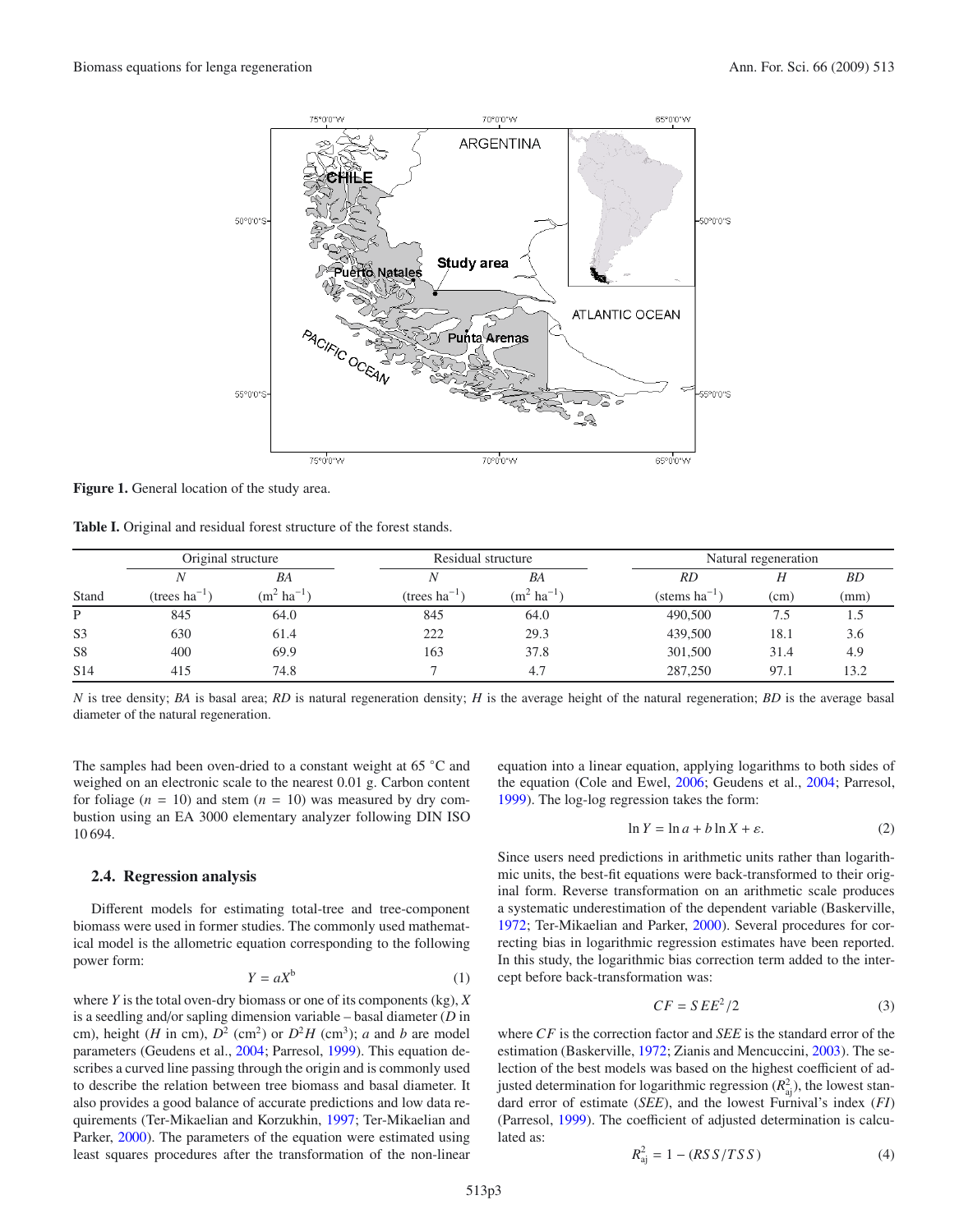Figure 1. General location of the study area.

**Table I.** Original and residual forest structure of the forest stands.

| | Original structure | | Residual structure | | Natural regeneration | | |
|---|---|---|---|---|---|---|---|
| Stand | *N* (trees ha$^{-1}$) | *BA* (m$^2$ ha$^{-1}$) | *N* (trees ha$^{-1}$) | *BA* (m$^2$ ha$^{-1}$) | *RD* (stems ha$^{-1}$) | *H* (cm) | *BD* (mm) |
| P | 845 | 64.0 | 845 | 64.0 | 490,500 | 7.5 | 1.5 |
| S3 | 630 | 61.4 | 222 | 29.3 | 439,500 | 18.1 | 3.6 |
| S8 | 400 | 69.9 | 163 | 37.8 | 301,500 | 31.4 | 4.9 |
| S14 | 415 | 74.8 | 7 | 4.7 | 287,250 | 97.1 | 13.2 |

*N* is tree density; *BA* is basal area; *RD* is natural regeneration density; *H* is the average height of the natural regeneration; *BD* is the average basal diameter of the natural regeneration.

The samples had been oven-dried to a constant weight at 65 °C and weighed on an electronic scale to the nearest 0.01 g. Carbon content for foliage ($n = 10$) and stem ($n = 10$) was measured by dry combustion using an EA 3000 elementary analyzer following DIN ISO 10 694.

### 2.4. Regression analysis

Different models for estimating total-tree and tree-component biomass were used in former studies. The commonly used mathematical model is the allometric equation corresponding to the following power form:

$$Y = aX^b \tag{1}$$

where *Y* is the total oven-dry biomass or one of its components (kg), *X* is a seedling and/or sapling dimension variable – basal diameter (*D* in cm), height (*H* in cm), $D^2$ (cm$^2$) or $D^2H$ (cm$^3$); *a* and *b* are model parameters (Geudens et al., 2004; Parresol, 1999). This equation describes a curved line passing through the origin and is commonly used to describe the relation between tree biomass and basal diameter. It also provides a good balance of accurate predictions and low data requirements (Ter-Mikaelian and Korzukhin, 1997; Ter-Mikaelian and Parker, 2000). The parameters of the equation were estimated using least squares procedures after the transformation of the non-linear equation into a linear equation, applying logarithms to both sides of the equation (Cole and Ewel, 2006; Geudens et al., 2004; Parresol, 1999). The log-log regression takes the form:

$$\ln Y = \ln a + b \ln X + \varepsilon. \tag{2}$$

Since users need predictions in arithmetic units rather than logarithmic units, the best-fit equations were back-transformed to their original form. Reverse transformation on an arithmetic scale produces a systematic underestimation of the dependent variable (Baskerville, 1972; Ter-Mikaelian and Parker, 2000). Several procedures for correcting bias in logarithmic regression estimates have been reported. In this study, the logarithmic bias correction term added to the intercept before back-transformation was:

$$CF = SEE^2/2 \tag{3}$$

where *CF* is the correction factor and *SEE* is the standard error of the estimation (Baskerville, 1972; Zianis and Mencuccini, 2003). The selection of the best models was based on the highest coefficient of adjusted determination for logarithmic regression ($R^2_{aj}$), the lowest standard error of estimate (*SEE*), and the lowest Furnival's index (*FI*) (Parresol, 1999). The coefficient of adjusted determination was calculated as:

$$R^2_{aj} = 1 - (RSS/TSS) \tag{4}$$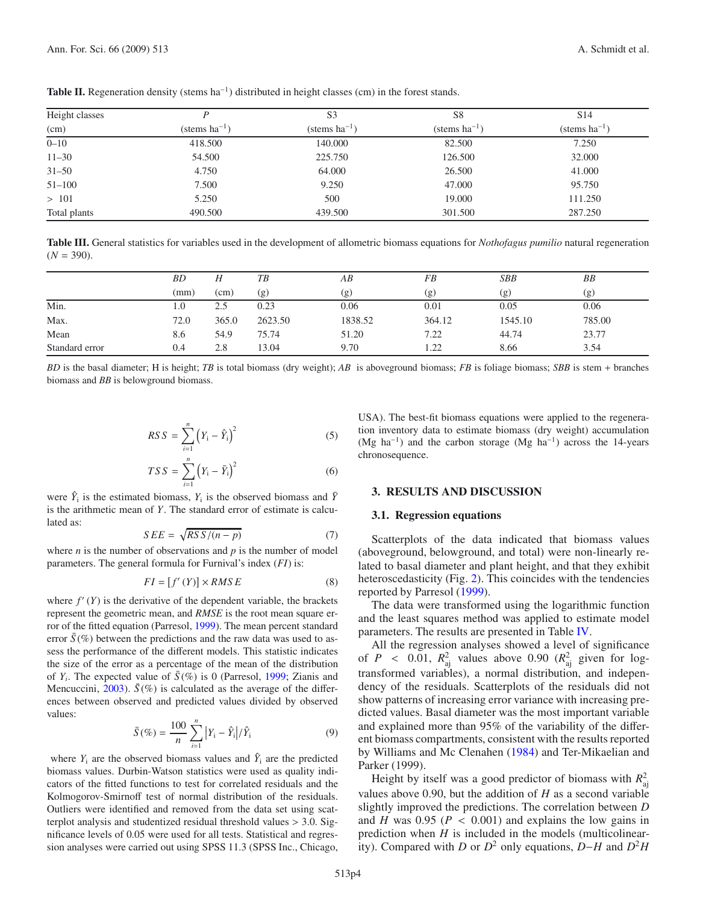**Table II.** Regeneration density (stems ha$^{-1}$) distributed in height classes (cm) in the forest stands.

| Height classes (cm) | P (stems ha$^{-1}$) | S3 (stems ha$^{-1}$) | S8 (stems ha$^{-1}$) | S14 (stems ha$^{-1}$) |
|---|---|---|---|---|
| 0–10 | 418.500 | 140.000 | 82.500 | 7.250 |
| 11–30 | 54.500 | 225.750 | 126.500 | 32.000 |
| 31–50 | 4.750 | 64.000 | 26.500 | 41.000 |
| 51–100 | 7.500 | 9.250 | 47.000 | 95.750 |
| > 101 | 5.250 | 500 | 19.000 | 111.250 |
| Total plants | 490.500 | 439.500 | 301.500 | 287.250 |

**Table III.** General statistics for variables used in the development of allometric biomass equations for *Nothofagus pumilio* natural regeneration ($N$ = 390).

| | *BD* (mm) | *H* (cm) | *TB* (g) | *AB* (g) | *FB* (g) | *SBB* (g) | *BB* (g) |
|---|---|---|---|---|---|---|---|
| Min. | 1.0 | 2.5 | 0.23 | 0.06 | 0.01 | 0.05 | 0.06 |
| Max. | 72.0 | 365.0 | 2623.50 | 1838.52 | 364.12 | 1545.10 | 785.00 |
| Mean | 8.6 | 54.9 | 75.74 | 51.20 | 7.22 | 44.74 | 23.77 |
| Standard error | 0.4 | 2.8 | 13.04 | 9.70 | 1.22 | 8.66 | 3.54 |

*BD* is the basal diameter; H is height; *TB* is total biomass (dry weight); *AB* is aboveground biomass; *FB* is foliage biomass; *SBB* is stem + branches biomass and *BB* is belowground biomass.

$$RSS = \sum_{i=1}^{n} \left(Y_i - \hat{Y}_i\right)^2 \quad (5)$$

$$TSS = \sum_{i=1}^{n} \left(Y_i - \bar{Y}_i\right)^2 \quad (6)$$

were $\hat{Y}_i$ is the estimated biomass, $Y_i$ is the observed biomass and $\bar{Y}$ is the arithmetic mean of $Y$. The standard error of estimate is calculated as:

$$SEE = \sqrt{RSS/(n-p)} \quad (7)$$

where $n$ is the number of observations and $p$ is the number of model parameters. The general formula for Furnival's index (*FI*) is:

$$FI = [f'(Y)] \times RMSE \quad (8)$$

where $f'(Y)$ is the derivative of the dependent variable, the brackets represent the geometric mean, and *RMSE* is the root mean square error of the fitted equation (Parresol, 1999). The mean percent standard error $\bar{S}(\%)$ between the predictions and the raw data was used to assess the performance of the different models. This statistic indicates the size of the error as a percentage of the mean of the distribution of $Y_i$. The expected value of $\bar{S}(\%)$ is 0 (Parresol, 1999; Zianis and Mencuccini, 2003). $\bar{S}(\%)$ is calculated as the average of the differences between observed and predicted values divided by observed values:

$$\bar{S}(\%) = \frac{100}{n} \sum_{i=1}^{n} \left|Y_i - \hat{Y}_i\right| / \hat{Y}_i \quad (9)$$

where $Y_i$ are the observed biomass values and $\hat{Y}_i$ are the predicted biomass values. Durbin-Watson statistics were used as quality indicators of the fitted functions to test for correlated residuals and the Kolmogorov-Smirnoff test of normal distribution of the residuals. Outliers were identified and removed from the data set using scatterplot analysis and studentized residual threshold values > 3.0. Significance levels of 0.05 were used for all tests. Statistical and regression analyses were carried out using SPSS 11.3 (SPSS Inc., Chicago, USA). The best-fit biomass equations were applied to the regeneration inventory data to estimate biomass (dry weight) accumulation (Mg ha$^{-1}$) and the carbon storage (Mg ha$^{-1}$) across the 14-years chronosequence.

## 3. RESULTS AND DISCUSSION

### 3.1. Regression equations

Scatterplots of the data indicated that biomass values (aboveground, belowground, and total) were non-linearly related to basal diameter and plant height, and that they exhibit heteroscedasticity (Fig. 2). This coincides with the tendencies reported by Parresol (1999).

The data were transformed using the logarithmic function and the least squares method was applied to estimate model parameters. The results are presented in Table IV.

All the regression analyses showed a level of significance of $P < 0.01$, $R^2_{aj}$ values above 0.90 ($R^2_{aj}$ given for log-transformed variables), a normal distribution, and independency of the residuals. Scatterplots of the residuals did not show patterns of increasing error variance with increasing predicted values. Basal diameter was the most important variable and explained more than 95% of the variability of the different biomass compartments, consistent with the results reported by Williams and Mc Clenahen (1984) and Ter-Mikaelian and Parker (1999).

Height by itself was a good predictor of biomass with $R^2_{aj}$ values above 0.90, but the addition of $H$ as a second variable slightly improved the predictions. The correlation between $D$ and $H$ was 0.95 ($P < 0.001$) and explains the low gains in prediction when $H$ is included in the models (multicolinearity). Compared with $D$ or $D^2$ only equations, $D$–$H$ and $D^2H$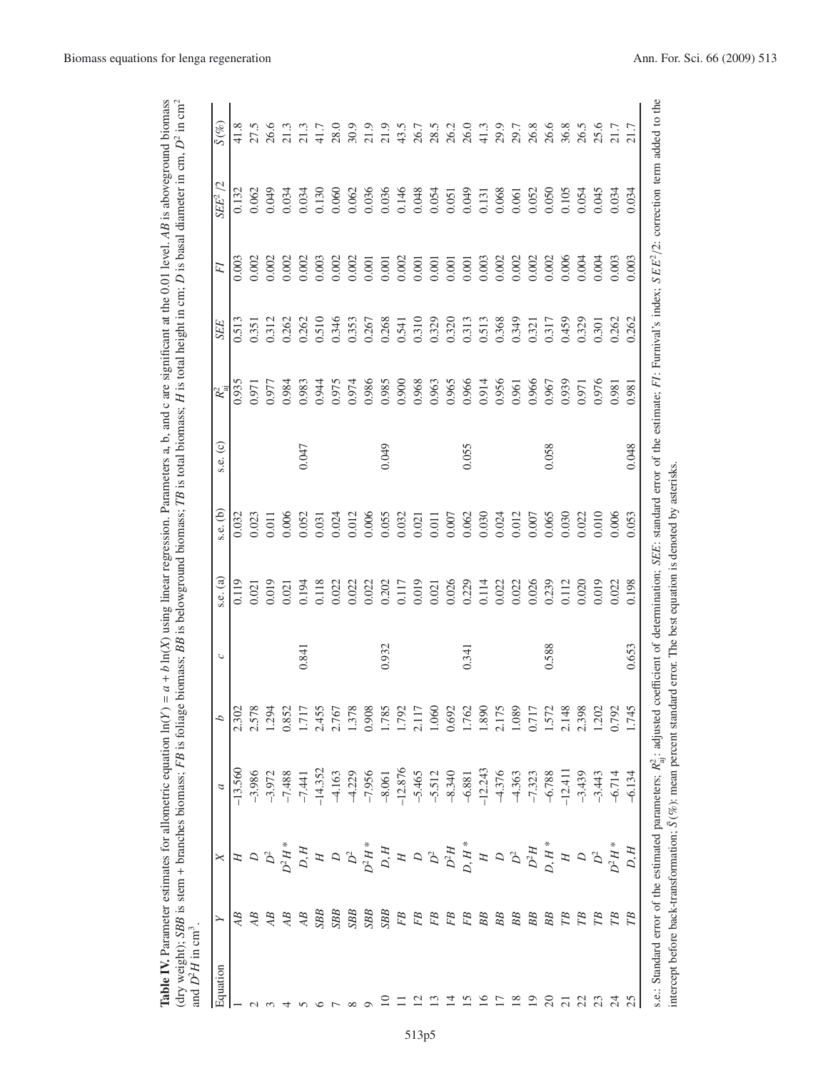**Table IV.** Parameter estimates for allometric equation $\ln(Y) = a + b\ln(X)$ using linear regression. Parameters a, b, and c are significant at the 0.01 level. *AB* is aboveground biomass (dry weight); *SBB* is stem + branches biomass; *FB* is foliage biomass; *BB* is belowground biomass; *TB* is total biomass; *H* is total height in cm; *D* is basal diameter in cm, $D^2$ in $cm^2$ and $D^2H$ in $cm^3$.

| Equation | $Y$ | $X$ | $a$ | $b$ | $c$ | s.e. (a) | s.e. (b) | s.e. (c) | $R^2_{aj}$ | $SEE$ | $FI$ | $SEE^2/2$ | $\bar{S}(\%)$ |
|---|---|---|---|---|---|---|---|---|---|---|---|---|---|
| 1 | *AB* | $H$ | -13.560 | 2.302 | | 0.119 | 0.032 | | 0.935 | 0.513 | 0.003 | 0.132 | 41.8 |
| 2 | *AB* | $D$ | -3.986 | 2.578 | | 0.021 | 0.023 | | 0.971 | 0.351 | 0.002 | 0.062 | 27.5 |
| 3 | *AB* | $D^2$ | -3.972 | 1.294 | | 0.019 | 0.011 | | 0.977 | 0.312 | 0.002 | 0.049 | 26.6 |
| 4 | *AB* | $D^2H$ * | -7.488 | 0.852 | | 0.021 | 0.006 | | 0.984 | 0.262 | 0.002 | 0.034 | 21.3 |
| 5 | *AB* | $D, H$ | -7.441 | 1.717 | 0.841 | 0.194 | 0.052 | 0.047 | 0.983 | 0.262 | 0.002 | 0.034 | 21.3 |
| 6 | *SBB* | $H$ | -14.352 | 2.455 | | 0.118 | 0.031 | | 0.944 | 0.510 | 0.003 | 0.130 | 41.7 |
| 7 | *SBB* | $D$ | -4.163 | 2.767 | | 0.022 | 0.024 | | 0.975 | 0.346 | 0.002 | 0.060 | 28.0 |
| 8 | *SBB* | $D^2$ | -4.229 | 1.378 | | 0.022 | 0.012 | | 0.974 | 0.353 | 0.002 | 0.062 | 30.9 |
| 9 | *SBB* | $D^2H$ * | -7.956 | 0.908 | | 0.022 | 0.006 | | 0.986 | 0.267 | 0.001 | 0.036 | 21.9 |
| 10 | *SBB* | $D, H$ | -8.061 | 1.785 | 0.932 | 0.202 | 0.055 | 0.049 | 0.985 | 0.268 | 0.001 | 0.036 | 21.9 |
| 11 | *FB* | $H$ | -12.876 | 1.792 | | 0.117 | 0.032 | | 0.900 | 0.541 | 0.002 | 0.146 | 43.5 |
| 12 | *FB* | $D$ | -5.465 | 2.117 | | 0.019 | 0.021 | | 0.968 | 0.310 | 0.001 | 0.048 | 26.7 |
| 13 | *FB* | $D^2$ | -5.512 | 1.060 | | 0.021 | 0.011 | | 0.963 | 0.329 | 0.001 | 0.054 | 28.5 |
| 14 | *FB* | $D^2H$ | -8.340 | 0.692 | | 0.026 | 0.007 | | 0.965 | 0.320 | 0.001 | 0.051 | 26.2 |
| 15 | *FB* | $D, H$ * | -6.881 | 1.762 | 0.341 | 0.229 | 0.062 | 0.055 | 0.966 | 0.313 | 0.001 | 0.049 | 26.0 |
| 16 | *BB* | $H$ | -12.243 | 1.890 | | 0.114 | 0.030 | | 0.914 | 0.513 | 0.003 | 0.131 | 41.3 |
| 17 | *BB* | $D$ | -4.376 | 2.175 | | 0.022 | 0.024 | | 0.956 | 0.368 | 0.002 | 0.068 | 29.9 |
| 18 | *BB* | $D^2$ | -4.363 | 1.089 | | 0.022 | 0.012 | | 0.961 | 0.349 | 0.002 | 0.061 | 29.7 |
| 19 | *BB* | $D^2H$ | -7.323 | 0.717 | | 0.026 | 0.007 | | 0.966 | 0.321 | 0.002 | 0.052 | 26.8 |
| 20 | *BB* | $D, H$ * | -6.788 | 1.572 | 0.588 | 0.239 | 0.065 | 0.058 | 0.967 | 0.317 | 0.002 | 0.050 | 26.6 |
| 21 | *TB* | $H$ | -12.411 | 2.148 | | 0.112 | 0.030 | | 0.939 | 0.459 | 0.006 | 0.105 | 36.8 |
| 22 | *TB* | $D$ | -3.439 | 2.398 | | 0.020 | 0.022 | | 0.971 | 0.329 | 0.004 | 0.054 | 26.5 |
| 23 | *TB* | $D^2$ | -3.443 | 1.202 | | 0.019 | 0.010 | | 0.976 | 0.301 | 0.004 | 0.045 | 25.6 |
| 24 | *TB* | $D^2H$ * | -6.714 | 0.792 | | 0.022 | 0.006 | | 0.981 | 0.262 | 0.003 | 0.034 | 21.7 |
| 25 | *TB* | $D, H$ | -6.134 | 1.745 | 0.653 | 0.198 | 0.053 | 0.048 | 0.981 | 0.262 | 0.003 | 0.034 | 21.7 |

s.e.: Standard error of the estimated parameters; $R^2_{aj}$: adjusted coefficient of determination; *SEE*: standard error of the estimate; *FI*: Furnival's index; $SEE^2/2$: correction term added to the intercept before back-transformation; $\bar{S}(\%)$: mean percent standard error. The best equation is denoted by asterisks.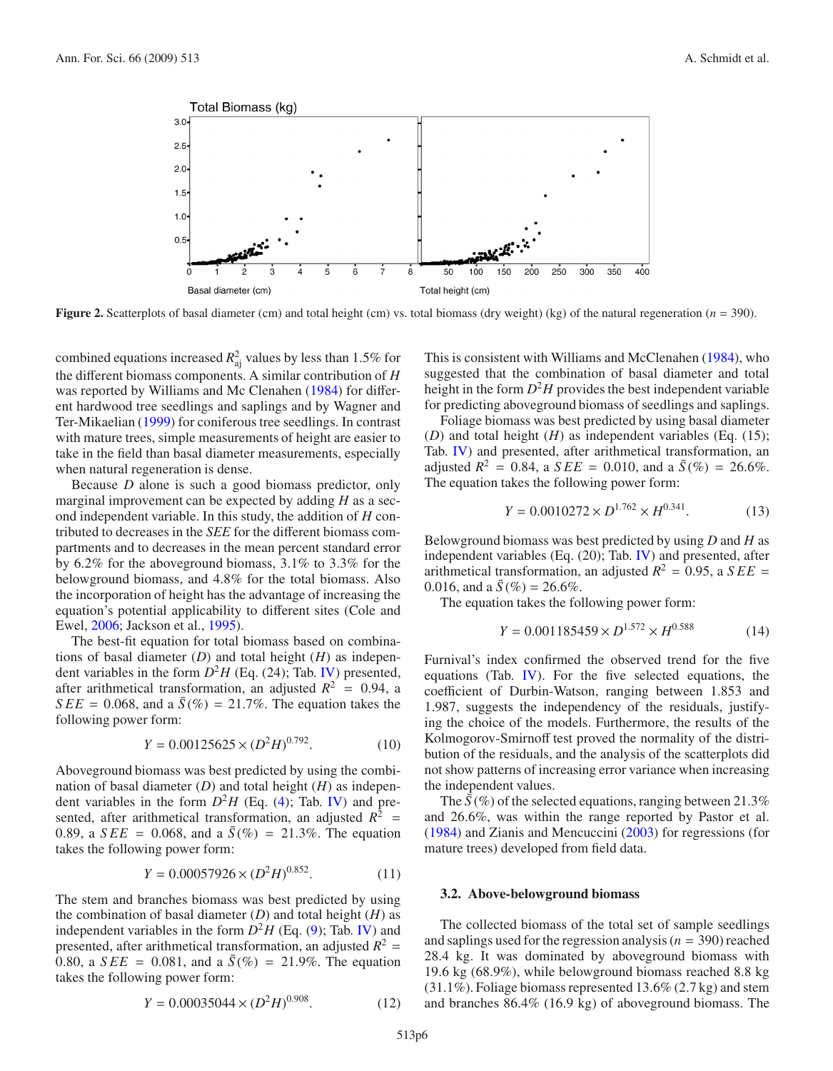**Figure 2.** Scatterplots of basal diameter (cm) and total height (cm) vs. total biomass (dry weight) (kg) of the natural regeneration ($n$ = 390).

combined equations increased $R^2_{aj}$ values by less than 1.5% for the different biomass components. A similar contribution of $H$ was reported by Williams and Mc Clenahen (1984) for different hardwood tree seedlings and saplings and by Wagner and Ter-Mikaelian (1999) for coniferous tree seedlings. In contrast with mature trees, simple measurements of height are easier to take in the field than basal diameter measurements, especially when natural regeneration is dense.

Because $D$ alone is such a good biomass predictor, only marginal improvement can be expected by adding $H$ as a second independent variable. In this study, the addition of $H$ contributed to decreases in the *SEE* for the different biomass compartments and to decreases in the mean percent standard error by 6.2% for the aboveground biomass, 3.1% to 3.3% for the belowground biomass, and 4.8% for the total biomass. Also the incorporation of height has the advantage of increasing the equation's potential applicability to different sites (Cole and Ewel, 2006; Jackson et al., 1995).

The best-fit equation for total biomass based on combinations of basal diameter ($D$) and total height ($H$) as independent variables in the form $D^2H$ (Eq. (24); Tab. IV) presented, after arithmetical transformation, an adjusted $R^2$ = 0.94, a $SEE$ = 0.068, and a $\bar{S}(\%)$ = 21.7%. The equation takes the following power form:

$$Y = 0.00125625 \times (D^2H)^{0.792}. \quad (10)$$

Aboveground biomass was best predicted by using the combination of basal diameter ($D$) and total height ($H$) as independent variables in the form $D^2H$ (Eq. (4); Tab. IV) and presented, after arithmetical transformation, an adjusted $R^2$ = 0.89, a $SEE$ = 0.068, and a $\bar{S}(\%)$ = 21.3%. The equation takes the following power form:

$$Y = 0.00057926 \times (D^2H)^{0.852}. \quad (11)$$

The stem and branches biomass was best predicted by using the combination of basal diameter ($D$) and total height ($H$) as independent variables in the form $D^2H$ (Eq. (9); Tab. IV) and presented, after arithmetical transformation, an adjusted $R^2$ = 0.80, a $SEE$ = 0.081, and a $\bar{S}(\%)$ = 21.9%. The equation takes the following power form:

$$Y = 0.00035044 \times (D^2H)^{0.908}. \quad (12)$$

This is consistent with Williams and McClenahen (1984), who suggested that the combination of basal diameter and total height in the form $D^2H$ provides the best independent variable for predicting aboveground biomass of seedlings and saplings.

Foliage biomass was best predicted by using basal diameter ($D$) and total height ($H$) as independent variables (Eq. (15); Tab. IV) and presented, after arithmetical transformation, an adjusted $R^2$ = 0.84, a $SEE$ = 0.010, and a $\bar{S}(\%)$ = 26.6%. The equation takes the following power form:

$$Y = 0.0010272 \times D^{1.762} \times H^{0.341}. \quad (13)$$

Belowground biomass was best predicted by using $D$ and $H$ as independent variables (Eq. (20); Tab. IV) and presented, after arithmetical transformation, an adjusted $R^2$ = 0.95, a $SEE$ = 0.016, and a $\bar{S}(\%)$ = 26.6%.

The equation takes the following power form:

$$Y = 0.001185459 \times D^{1.572} \times H^{0.588} \quad (14)$$

Furnival's index confirmed the observed trend for the five equations (Tab. IV). For the five selected equations, the coefficient of Durbin-Watson, ranging between 1.853 and 1.987, suggests the independency of the residuals, justifying the choice of the models. Furthermore, the results of the Kolmogorov-Smirnoff test proved the normality of the distribution of the residuals, and the analysis of the scatterplots did not show patterns of increasing error variance when increasing the independent values.

The $\bar{S}(\%)$ of the selected equations, ranging between 21.3% and 26.6%, was within the range reported by Pastor et al. (1984) and Zianis and Mencuccini (2003) for regressions (for mature trees) developed from field data.

### 3.2. Above-belowground biomass

The collected biomass of the total set of sample seedlings and saplings used for the regression analysis ($n$ = 390) reached 28.4 kg. It was dominated by aboveground biomass with 19.6 kg (68.9%), while belowground biomass reached 8.8 kg (31.1%). Foliage biomass represented 13.6% (2.7 kg) and stem and branches 86.4% (16.9 kg) of aboveground biomass. The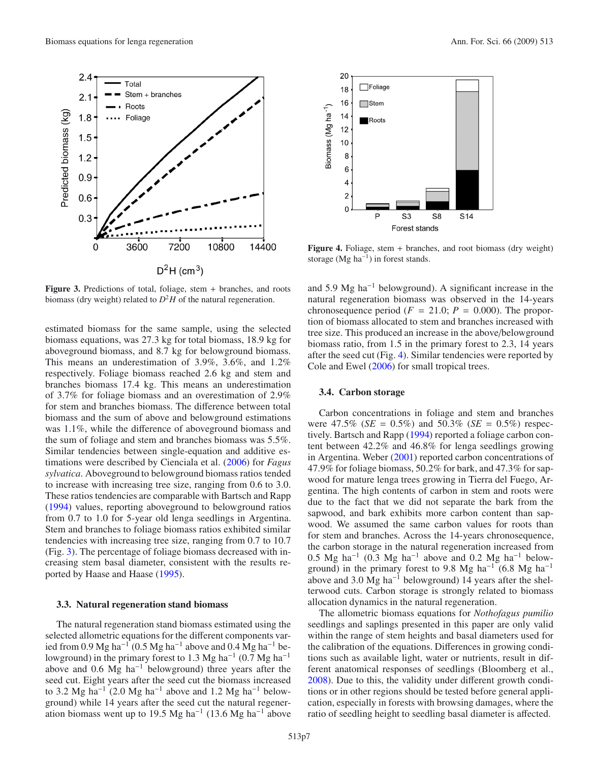**Figure 3.** Predictions of total, foliage, stem + branches, and roots biomass (dry weight) related to $D^2H$ of the natural regeneration.

estimated biomass for the same sample, using the selected biomass equations, was 27.3 kg for total biomass, 18.9 kg for aboveground biomass, and 8.7 kg for belowground biomass. This means an underestimation of 3.9%, 3.6%, and 1.2% respectively. Foliage biomass reached 2.6 kg and stem and branches biomass 17.4 kg. This means an underestimation of 3.7% for foliage biomass and an overestimation of 2.9% for stem and branches biomass. The difference between total biomass and the sum of above and belowground estimations was 1.1%, while the difference of aboveground biomass and the sum of foliage and stem and branches biomass was 5.5%. Similar tendencies between single-equation and additive estimations were described by Cienciala et al. (2006) for *Fagus sylvatica*. Aboveground to belowground biomass ratios tended to increase with increasing tree size, ranging from 0.6 to 3.0. These ratios tendencies are comparable with Bartsch and Rapp (1994) values, reporting aboveground to belowground ratios from 0.7 to 1.0 for 5-year old lenga seedlings in Argentina. Stem and branches to foliage biomass ratios exhibited similar tendencies with increasing tree size, ranging from 0.7 to 10.7 (Fig. 3). The percentage of foliage biomass decreased with increasing stem basal diameter, consistent with the results reported by Haase and Haase (1995).

### 3.3. Natural regeneration stand biomass

The natural regeneration stand biomass estimated using the selected allometric equations for the different components varied from 0.9 Mg ha$^{-1}$ (0.5 Mg ha$^{-1}$ above and 0.4 Mg ha$^{-1}$ belowground) in the primary forest to 1.3 Mg ha$^{-1}$ (0.7 Mg ha$^{-1}$ above and 0.6 Mg ha$^{-1}$ belowground) three years after the seed cut. Eight years after the seed cut the biomass increased to 3.2 Mg ha$^{-1}$ (2.0 Mg ha$^{-1}$ above and 1.2 Mg ha$^{-1}$ belowground) while 14 years after the seed cut the natural regeneration biomass went up to 19.5 Mg ha$^{-1}$ (13.6 Mg ha$^{-1}$ above and 5.9 Mg ha$^{-1}$ belowground). A significant increase in the natural regeneration biomass was observed in the 14-years chronosequence period ($F$ = 21.0; $P$ = 0.000). The proportion of biomass allocated to stem and branches increased with tree size. This produced an increase in the above/belowground biomass ratio, from 1.5 in the primary forest to 2.3, 14 years after the seed cut (Fig. 4). Similar tendencies were reported by Cole and Ewel (2006) for small tropical trees.

**Figure 4.** Foliage, stem + branches, and root biomass (dry weight) storage (Mg ha$^{-1}$) in forest stands.

### 3.4. Carbon storage

Carbon concentrations in foliage and stem and branches were 47.5% ($SE$ = 0.5%) and 50.3% ($SE$ = 0.5%) respectively. Bartsch and Rapp (1994) reported a foliage carbon content between 42.2% and 46.8% for lenga seedlings growing in Argentina. Weber (2001) reported carbon concentrations of 47.9% for foliage biomass, 50.2% for bark, and 47.3% for sapwood for mature lenga trees growing in Tierra del Fuego, Argentina. The high contents of carbon in stem and roots were due to the fact that we did not separate the bark from the sapwood, and bark exhibits more carbon content than sapwood. We assumed the same carbon values for roots than for stem and branches. Across the 14-years chronosequence, the carbon storage in the natural regeneration increased from 0.5 Mg ha$^{-1}$ (0.3 Mg ha$^{-1}$ above and 0.2 Mg ha$^{-1}$ belowground) in the primary forest to 9.8 Mg ha$^{-1}$ (6.8 Mg ha$^{-1}$ above and 3.0 Mg ha$^{-1}$ belowground) 14 years after the shelterwood cuts. Carbon storage is strongly related to biomass allocation dynamics in the natural regeneration.

The allometric biomass equations for *Nothofagus pumilio* seedlings and saplings presented in this paper are only valid within the range of stem heights and basal diameters used for the calibration of the equations. Differences in growing conditions such as available light, water or nutrients, result in different anatomical responses of seedlings (Bloomberg et al., 2008). Due to this, the validity under different growth conditions or in other regions should be tested before general application, especially in forests with browsing damages, where the ratio of seedling height to seedling basal diameter is affected.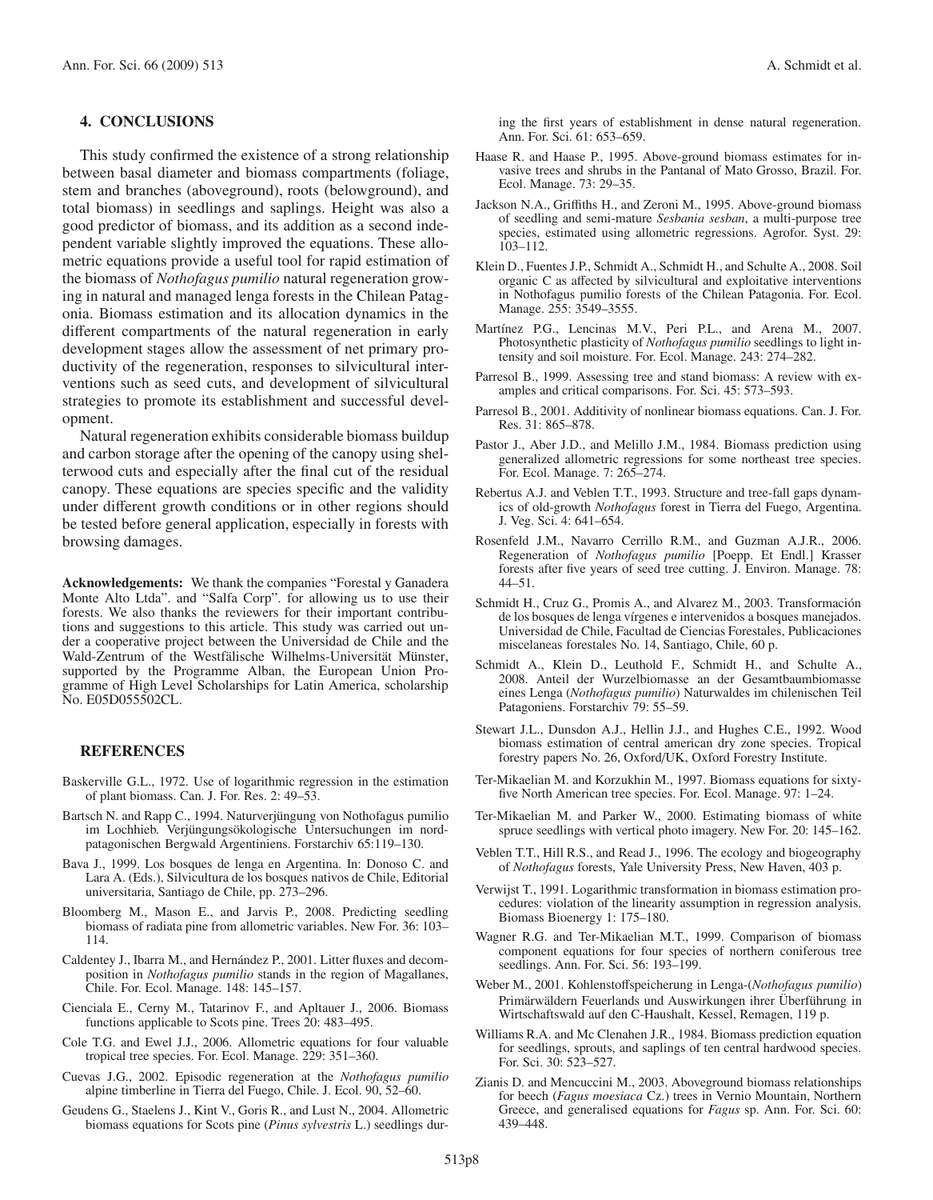## 4. CONCLUSIONS

This study confirmed the existence of a strong relationship between basal diameter and biomass compartments (foliage, stem and branches (aboveground), roots (belowground), and total biomass) in seedlings and saplings. Height was also a good predictor of biomass, and its addition as a second independent variable slightly improved the equations. These allometric equations provide a useful tool for rapid estimation of the biomass of *Nothofagus pumilio* natural regeneration growing in natural and managed lenga forests in the Chilean Patagonia. Biomass estimation and its allocation dynamics in the different compartments of the natural regeneration in early development stages allow the assessment of net primary productivity of the regeneration, responses to silvicultural interventions such as seed cuts, and development of silvicultural strategies to promote its establishment and successful development.

Natural regeneration exhibits considerable biomass buildup and carbon storage after the opening of the canopy using shelterwood cuts and especially after the final cut of the residual canopy. These equations are species specific and the validity under different growth conditions or in other regions should be tested before general application, especially in forests with browsing damages.

**Acknowledgements:** We thank the companies "Forestal y Ganadera Monte Alto Ltda". and "Salfa Corp". for allowing us to use their forests. We also thanks the reviewers for their important contributions and suggestions to this article. This study was carried out under a cooperative project between the Universidad de Chile and the Wald-Zentrum of the Westfälische Wilhelms-Universität Münster, supported by the Programme Alban, the European Union Programme of High Level Scholarships for Latin America, scholarship No. E05D055502CL.

## REFERENCES

Baskerville G.L., 1972. Use of logarithmic regression in the estimation of plant biomass. Can. J. For. Res. 2: 49–53.

Bartsch N. and Rapp C., 1994. Naturverjüngung von Nothofagus pumilio im Lochhieb. Verjüngungsökologische Untersuchungen im nordpatagonischen Bergwald Argentiniens. Forstarchiv 65:119–130.

Bava J., 1999. Los bosques de lenga en Argentina. In: Donoso C. and Lara A. (Eds.), Silvicultura de los bosques nativos de Chile, Editorial universitaria, Santiago de Chile, pp. 273–296.

Bloomberg M., Mason E., and Jarvis P., 2008. Predicting seedling biomass of radiata pine from allometric variables. New For. 36: 103–114.

Caldentey J., Ibarra M., and Hernández P., 2001. Litter fluxes and decomposition in *Nothofagus pumilio* stands in the region of Magallanes, Chile. For. Ecol. Manage. 148: 145–157.

Cienciala E., Cerny M., Tatarinov F., and Apltauer J., 2006. Biomass functions applicable to Scots pine. Trees 20: 483–495.

Cole T.G. and Ewel J.J., 2006. Allometric equations for four valuable tropical tree species. For. Ecol. Manage. 229: 351–360.

Cuevas J.G., 2002. Episodic regeneration at the *Nothofagus pumilio* alpine timberline in Tierra del Fuego, Chile. J. Ecol. 90, 52–60.

Geudens G., Staelens J., Kint V., Goris R., and Lust N., 2004. Allometric biomass equations for Scots pine (*Pinus sylvestris* L.) seedlings during the first years of establishment in dense natural regeneration. Ann. For. Sci. 61: 653–659.

Haase R. and Haase P., 1995. Above-ground biomass estimates for invasive trees and shrubs in the Pantanal of Mato Grosso, Brazil. For. Ecol. Manage. 73: 29–35.

Jackson N.A., Griffiths H., and Zeroni M., 1995. Above-ground biomass of seedling and semi-mature *Sesbania sesban*, a multi-purpose tree species, estimated using allometric regressions. Agrofor. Syst. 29: 103–112.

Klein D., Fuentes J.P., Schmidt A., Schmidt H., and Schulte A., 2008. Soil organic C as affected by silvicultural and exploitative interventions in Nothofagus pumilio forests of the Chilean Patagonia. For. Ecol. Manage. 255: 3549–3555.

Martínez P.G., Lencinas M.V., Peri P.L., and Arena M., 2007. Photosynthetic plasticity of *Nothofagus pumilio* seedlings to light intensity and soil moisture. For. Ecol. Manage. 243: 274–282.

Parresol B., 1999. Assessing tree and stand biomass: A review with examples and critical comparisons. For. Sci. 45: 573–593.

Parresol B., 2001. Additivity of nonlinear biomass equations. Can. J. For. Res. 31: 865–878.

Pastor J., Aber J.D., and Melillo J.M., 1984. Biomass prediction using generalized allometric regressions for some northeast tree species. For. Ecol. Manage. 7: 265–274.

Rebertus A.J. and Veblen T.T., 1993. Structure and tree-fall gaps dynamics of old-growth *Nothofagus* forest in Tierra del Fuego, Argentina. J. Veg. Sci. 4: 641–654.

Rosenfeld J.M., Navarro Cerrillo R.M., and Guzman A.J.R., 2006. Regeneration of *Nothofagus pumilio* [Poepp. Et Endl.] Krasser forests after five years of seed tree cutting. J. Environ. Manage. 78: 44–51.

Schmidt H., Cruz G., Promis A., and Alvarez M., 2003. Transformación de los bosques de lenga vírgenes e intervenidos a bosques manejados. Universidad de Chile, Facultad de Ciencias Forestales, Publicaciones miscelaneas forestales No. 14, Santiago, Chile, 60 p.

Schmidt A., Klein D., Leuthold F., Schmidt H., and Schulte A., 2008. Anteil der Wurzelbiomasse an der Gesamtbaumbiomasse eines Lenga (*Nothofagus pumilio*) Naturwaldes im chilenischen Teil Patagoniens. Forstarchiv 79: 55–59.

Stewart J.L., Dunsdon A.J., Hellin J.J., and Hughes C.E., 1992. Wood biomass estimation of central american dry zone species. Tropical forestry papers No. 26, Oxford/UK, Oxford Forestry Institute.

Ter-Mikaelian M. and Korzukhin M., 1997. Biomass equations for sixty-five North American tree species. For. Ecol. Manage. 97: 1–24.

Ter-Mikaelian M. and Parker W., 2000. Estimating biomass of white spruce seedlings with vertical photo imagery. New For. 20: 145–162.

Veblen T.T., Hill R.S., and Read J., 1996. The ecology and biogeography of *Nothofagus* forests, Yale University Press, New Haven, 403 p.

Verwijst T., 1991. Logarithmic transformation in biomass estimation procedures: violation of the linearity assumption in regression analysis. Biomass Bioenergy 1: 175–180.

Wagner R.G. and Ter-Mikaelian M.T., 1999. Comparison of biomass component equations for four species of northern coniferous tree seedlings. Ann. For. Sci. 56: 193–199.

Weber M., 2001. Kohlenstoffspeicherung in Lenga-(*Nothofagus pumilio*) Primärwäldern Feuerlands und Auswirkungen ihrer Überführung in Wirtschaftswald auf den C-Haushalt, Kessel, Remagen, 119 p.

Williams R.A. and Mc Clenahen J.R., 1984. Biomass prediction equation for seedlings, sprouts, and saplings of ten central hardwood species. For. Sci. 30: 523–527.

Zianis D. and Mencuccini M., 2003. Aboveground biomass relationships for beech (*Fagus moesiaca* Cz.) trees in Vernio Mountain, Northern Greece, and generalised equations for *Fagus* sp. Ann. For. Sci. 60: 439–448.